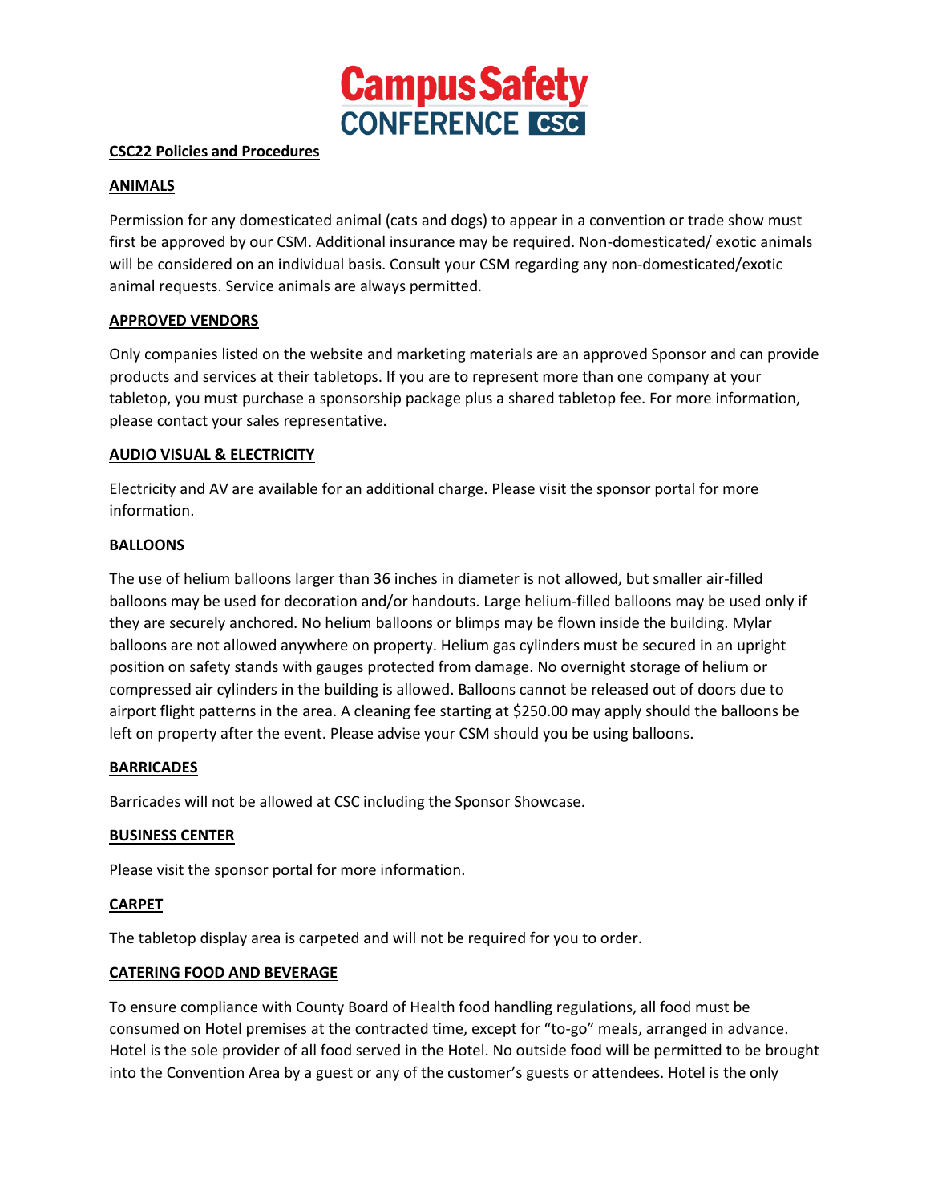# Campus Safety CONFERENCE CSC

## CSC22 Policies and Procedures

### ANIMALS

Permission for any domesticated animal (cats and dogs) to appear in a convention or trade show must first be approved by our CSM. Additional insurance may be required. Non-domesticated/ exotic animals will be considered on an individual basis. Consult your CSM regarding any non-domesticated/exotic animal requests. Service animals are always permitted.

### APPROVED VENDORS

Only companies listed on the website and marketing materials are an approved Sponsor and can provide products and services at their tabletops. If you are to represent more than one company at your tabletop, you must purchase a sponsorship package plus a shared tabletop fee. For more information, please contact your sales representative.

### AUDIO VISUAL & ELECTRICITY

Electricity and AV are available for an additional charge. Please visit the sponsor portal for more information.

### BALLOONS

The use of helium balloons larger than 36 inches in diameter is not allowed, but smaller air-filled balloons may be used for decoration and/or handouts. Large helium-filled balloons may be used only if they are securely anchored. No helium balloons or blimps may be flown inside the building. Mylar balloons are not allowed anywhere on property. Helium gas cylinders must be secured in an upright position on safety stands with gauges protected from damage. No overnight storage of helium or compressed air cylinders in the building is allowed. Balloons cannot be released out of doors due to airport flight patterns in the area. A cleaning fee starting at $250.00 may apply should the balloons be left on property after the event. Please advise your CSM should you be using balloons.

### BARRICADES

Barricades will not be allowed at CSC including the Sponsor Showcase.

### BUSINESS CENTER

Please visit the sponsor portal for more information.

### CARPET

The tabletop display area is carpeted and will not be required for you to order.

### CATERING FOOD AND BEVERAGE

To ensure compliance with County Board of Health food handling regulations, all food must be consumed on Hotel premises at the contracted time, except for "to-go" meals, arranged in advance. Hotel is the sole provider of all food served in the Hotel. No outside food will be permitted to be brought into the Convention Area by a guest or any of the customer's guests or attendees. Hotel is the only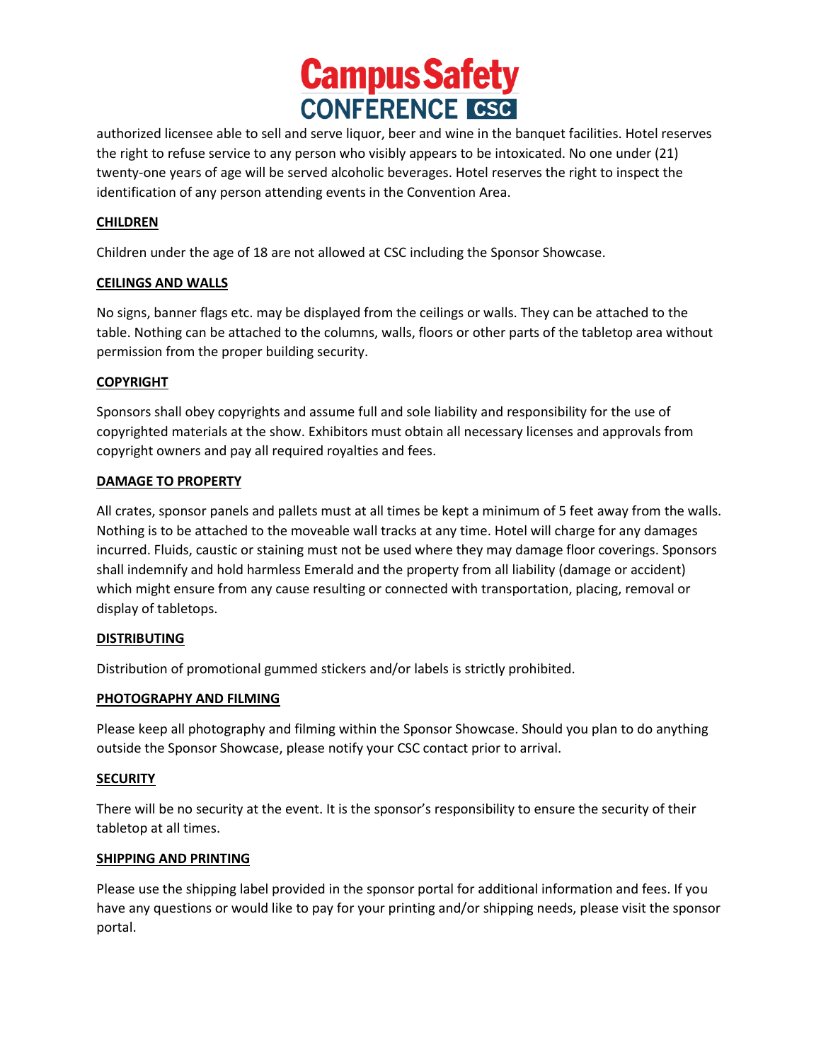authorized licensee able to sell and serve liquor, beer and wine in the banquet facilities. Hotel reserves the right to refuse service to any person who visibly appears to be intoxicated. No one under (21) twenty-one years of age will be served alcoholic beverages. Hotel reserves the right to inspect the identification of any person attending events in the Convention Area.

**CHILDREN**

Children under the age of 18 are not allowed at CSC including the Sponsor Showcase.

**CEILINGS AND WALLS**

No signs, banner flags etc. may be displayed from the ceilings or walls. They can be attached to the table. Nothing can be attached to the columns, walls, floors or other parts of the tabletop area without permission from the proper building security.

**COPYRIGHT**

Sponsors shall obey copyrights and assume full and sole liability and responsibility for the use of copyrighted materials at the show. Exhibitors must obtain all necessary licenses and approvals from copyright owners and pay all required royalties and fees.

**DAMAGE TO PROPERTY**

All crates, sponsor panels and pallets must at all times be kept a minimum of 5 feet away from the walls. Nothing is to be attached to the moveable wall tracks at any time. Hotel will charge for any damages incurred. Fluids, caustic or staining must not be used where they may damage floor coverings. Sponsors shall indemnify and hold harmless Emerald and the property from all liability (damage or accident) which might ensure from any cause resulting or connected with transportation, placing, removal or display of tabletops.

**DISTRIBUTING**

Distribution of promotional gummed stickers and/or labels is strictly prohibited.

**PHOTOGRAPHY AND FILMING**

Please keep all photography and filming within the Sponsor Showcase. Should you plan to do anything outside the Sponsor Showcase, please notify your CSC contact prior to arrival.

**SECURITY**

There will be no security at the event. It is the sponsor's responsibility to ensure the security of their tabletop at all times.

**SHIPPING AND PRINTING**

Please use the shipping label provided in the sponsor portal for additional information and fees. If you have any questions or would like to pay for your printing and/or shipping needs, please visit the sponsor portal.